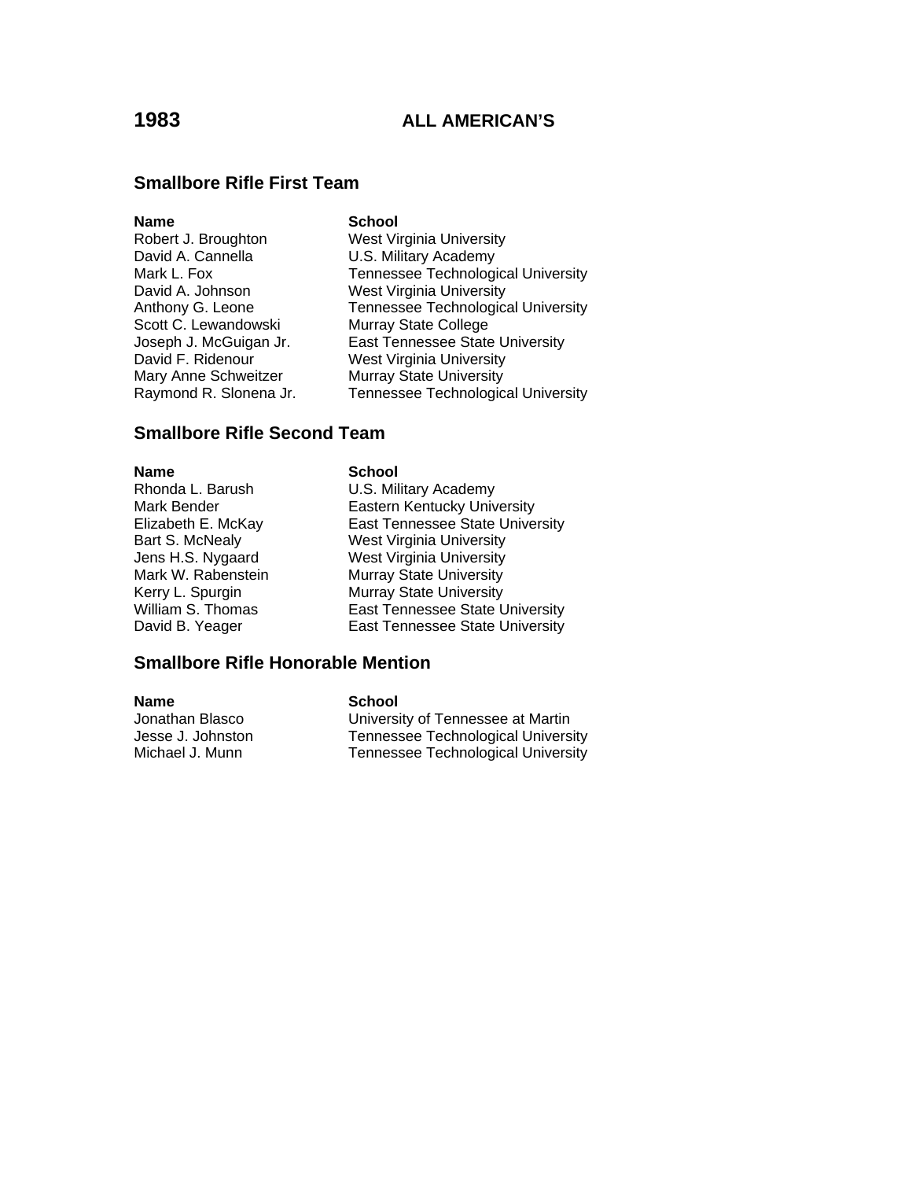# 1983 ALL AMERICAN'S

## Smallbore Rifle First Team

| Name | School |
|---|---|
| Robert J. Broughton | West Virginia University |
| David A. Cannella | U.S. Military Academy |
| Mark L. Fox | Tennessee Technological University |
| David A. Johnson | West Virginia University |
| Anthony G. Leone | Tennessee Technological University |
| Scott C. Lewandowski | Murray State College |
| Joseph J. McGuigan Jr. | East Tennessee State University |
| David F. Ridenour | West Virginia University |
| Mary Anne Schweitzer | Murray State University |
| Raymond R. Slonena Jr. | Tennessee Technological University |

## Smallbore Rifle Second Team

| Name | School |
|---|---|
| Rhonda L. Barush | U.S. Military Academy |
| Mark Bender | Eastern Kentucky University |
| Elizabeth E. McKay | East Tennessee State University |
| Bart S. McNealy | West Virginia University |
| Jens H.S. Nygaard | West Virginia University |
| Mark W. Rabenstein | Murray State University |
| Kerry L. Spurgin | Murray State University |
| William S. Thomas | East Tennessee State University |
| David B. Yeager | East Tennessee State University |

## Smallbore Rifle Honorable Mention

| Name | School |
|---|---|
| Jonathan Blasco | University of Tennessee at Martin |
| Jesse J. Johnston | Tennessee Technological University |
| Michael J. Munn | Tennessee Technological University |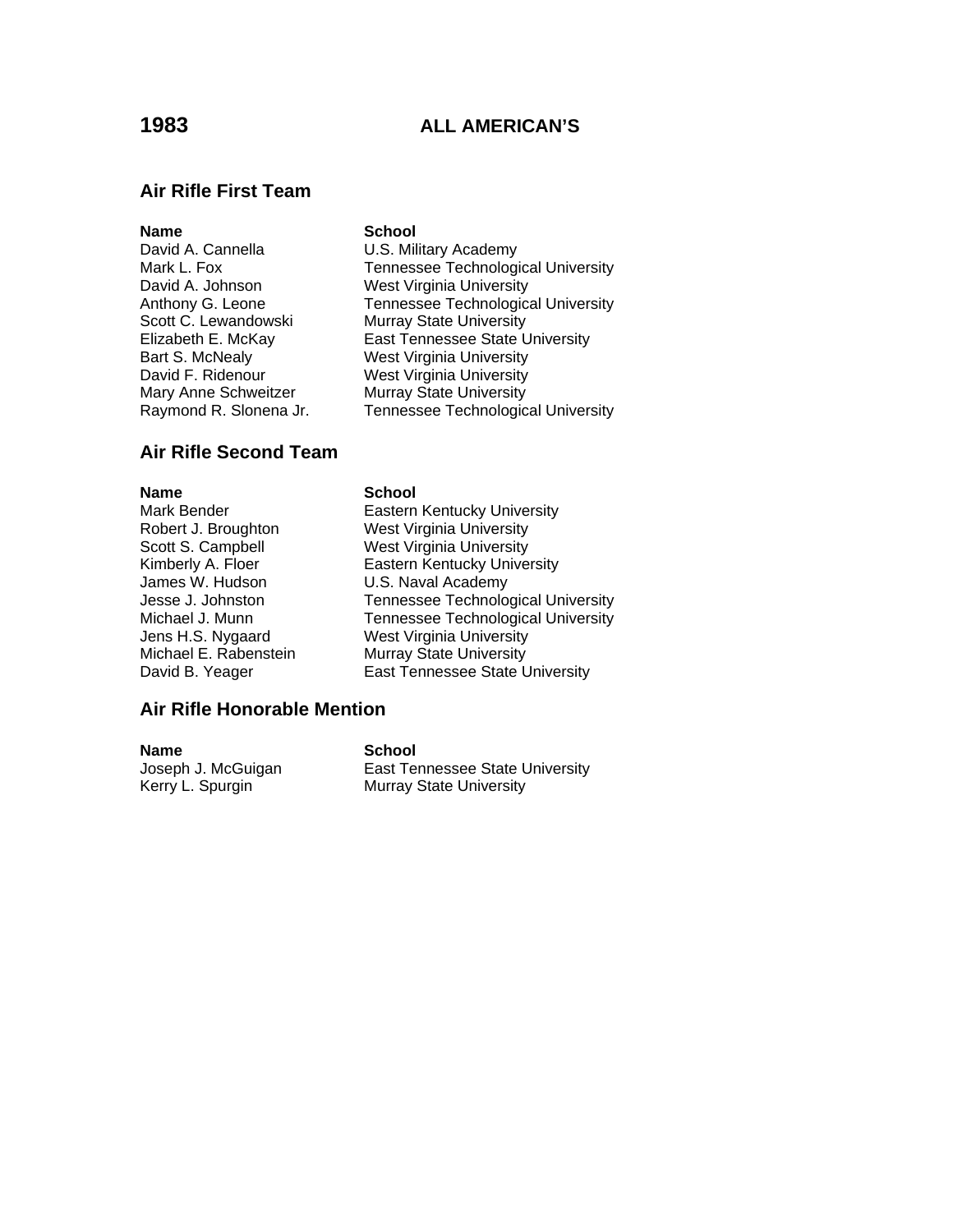# 1983 ALL AMERICAN'S

## Air Rifle First Team

| Name | School |
|---|---|
| David A. Cannella | U.S. Military Academy |
| Mark L. Fox | Tennessee Technological University |
| David A. Johnson | West Virginia University |
| Anthony G. Leone | Tennessee Technological University |
| Scott C. Lewandowski | Murray State University |
| Elizabeth E. McKay | East Tennessee State University |
| Bart S. McNealy | West Virginia University |
| David F. Ridenour | West Virginia University |
| Mary Anne Schweitzer | Murray State University |
| Raymond R. Slonena Jr. | Tennessee Technological University |

## Air Rifle Second Team

| Name | School |
|---|---|
| Mark Bender | Eastern Kentucky University |
| Robert J. Broughton | West Virginia University |
| Scott S. Campbell | West Virginia University |
| Kimberly A. Floer | Eastern Kentucky University |
| James W. Hudson | U.S. Naval Academy |
| Jesse J. Johnston | Tennessee Technological University |
| Michael J. Munn | Tennessee Technological University |
| Jens H.S. Nygaard | West Virginia University |
| Michael E. Rabenstein | Murray State University |
| David B. Yeager | East Tennessee State University |

## Air Rifle Honorable Mention

| Name | School |
|---|---|
| Joseph J. McGuigan | East Tennessee State University |
| Kerry L. Spurgin | Murray State University |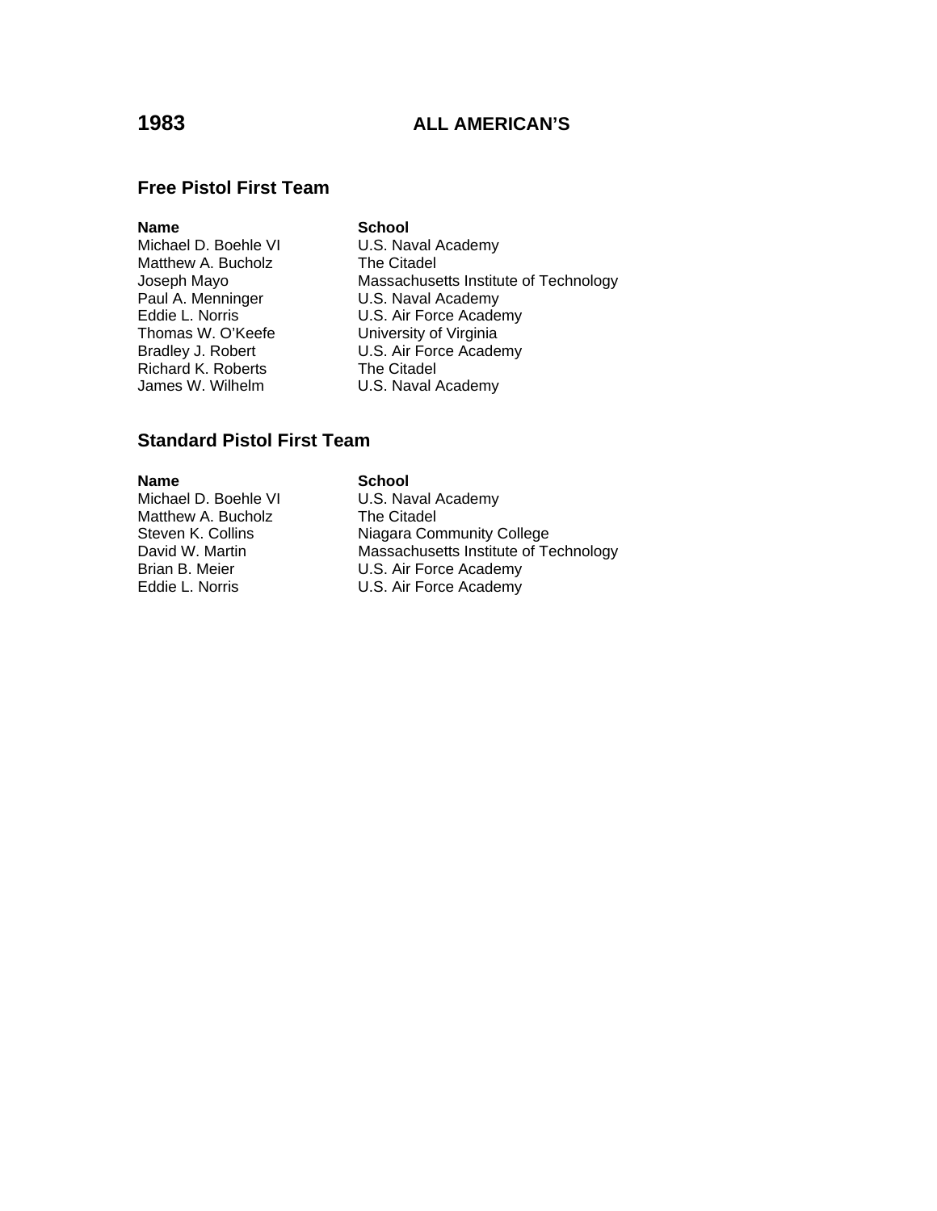# 1983 ALL AMERICAN'S

## Free Pistol First Team

| Name | School |
|---|---|
| Michael D. Boehle VI | U.S. Naval Academy |
| Matthew A. Bucholz | The Citadel |
| Joseph Mayo | Massachusetts Institute of Technology |
| Paul A. Menninger | U.S. Naval Academy |
| Eddie L. Norris | U.S. Air Force Academy |
| Thomas W. O'Keefe | University of Virginia |
| Bradley J. Robert | U.S. Air Force Academy |
| Richard K. Roberts | The Citadel |
| James W. Wilhelm | U.S. Naval Academy |

## Standard Pistol First Team

| Name | School |
|---|---|
| Michael D. Boehle VI | U.S. Naval Academy |
| Matthew A. Bucholz | The Citadel |
| Steven K. Collins | Niagara Community College |
| David W. Martin | Massachusetts Institute of Technology |
| Brian B. Meier | U.S. Air Force Academy |
| Eddie L. Norris | U.S. Air Force Academy |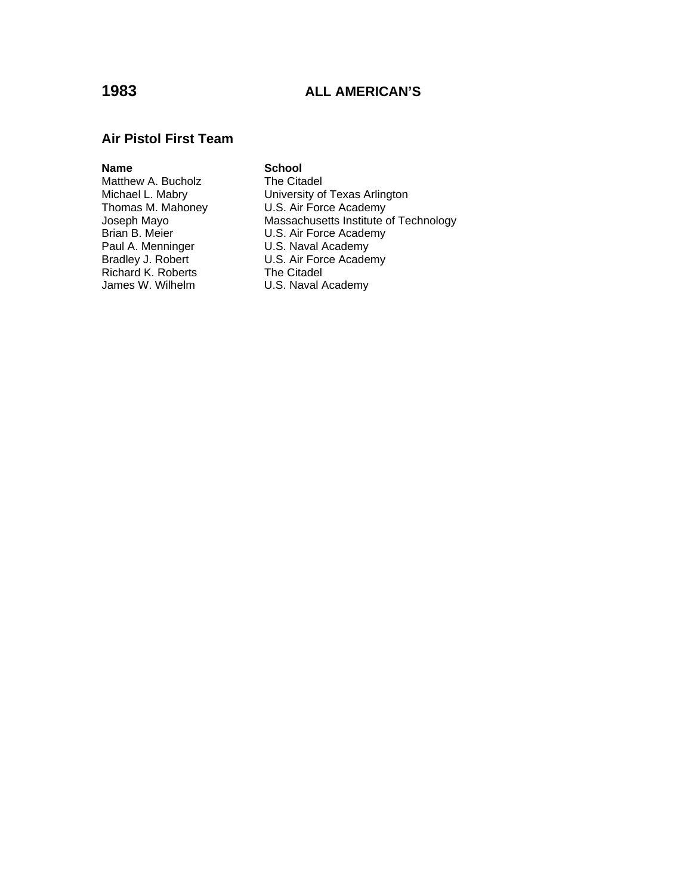# 1983 ALL AMERICAN'S

## Air Pistol First Team

| **Name** | **School** |
|---|---|
| Matthew A. Bucholz | The Citadel |
| Michael L. Mabry | University of Texas Arlington |
| Thomas M. Mahoney | U.S. Air Force Academy |
| Joseph Mayo | Massachusetts Institute of Technology |
| Brian B. Meier | U.S. Air Force Academy |
| Paul A. Menninger | U.S. Naval Academy |
| Bradley J. Robert | U.S. Air Force Academy |
| Richard K. Roberts | The Citadel |
| James W. Wilhelm | U.S. Naval Academy |